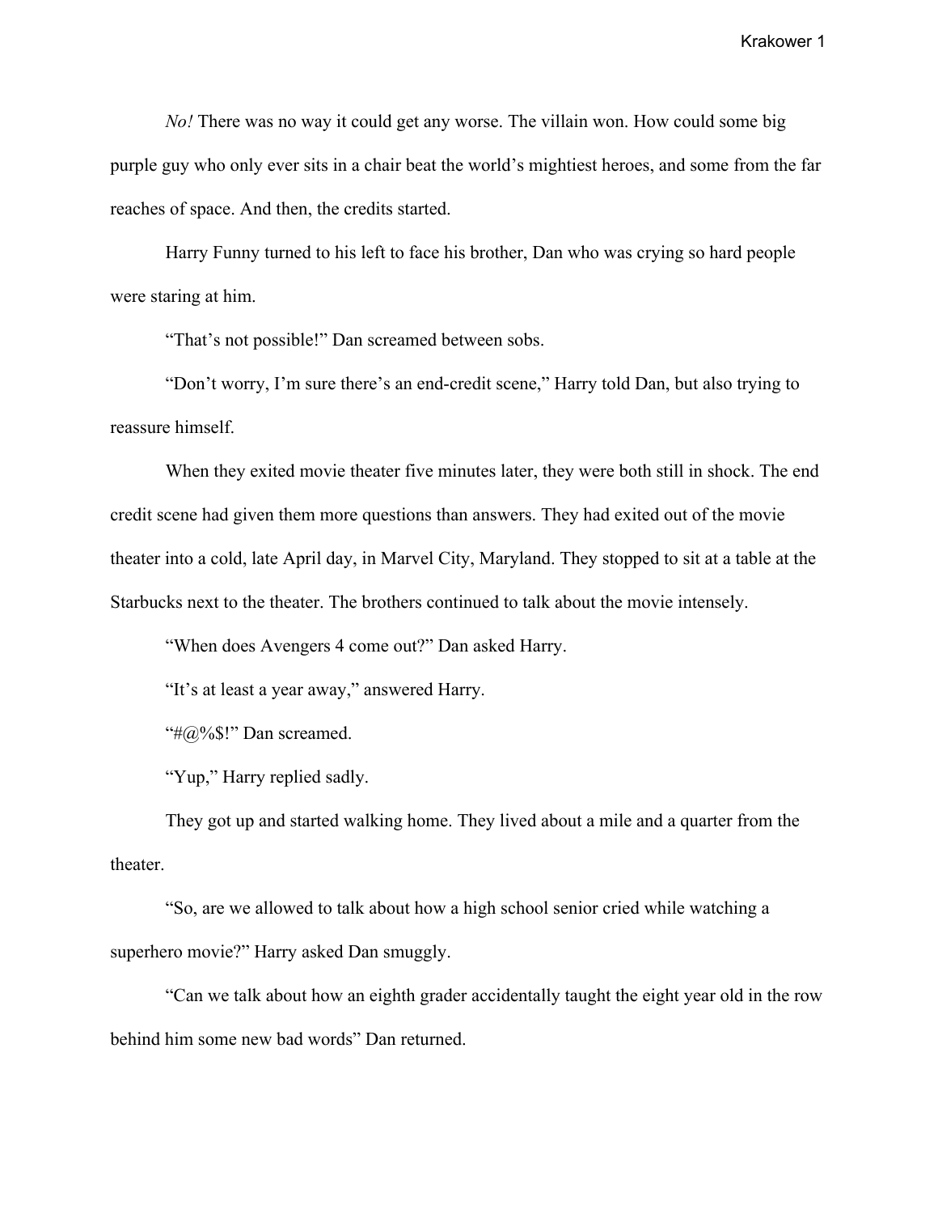*No!* There was no way it could get any worse. The villain won. How could some big purple guy who only ever sits in a chair beat the world's mightiest heroes, and some from the far reaches of space. And then, the credits started.

Harry Funny turned to his left to face his brother, Dan who was crying so hard people were staring at him.

"That's not possible!" Dan screamed between sobs.

"Don't worry, I'm sure there's an end-credit scene," Harry told Dan, but also trying to reassure himself.

When they exited movie theater five minutes later, they were both still in shock. The end credit scene had given them more questions than answers. They had exited out of the movie theater into a cold, late April day, in Marvel City, Maryland. They stopped to sit at a table at the Starbucks next to the theater. The brothers continued to talk about the movie intensely.

"When does Avengers 4 come out?" Dan asked Harry.

"It's at least a year away," answered Harry.

"#@%$!" Dan screamed.

"Yup," Harry replied sadly.

They got up and started walking home. They lived about a mile and a quarter from the theater.

"So, are we allowed to talk about how a high school senior cried while watching a superhero movie?" Harry asked Dan smuggly.

"Can we talk about how an eighth grader accidentally taught the eight year old in the row behind him some new bad words" Dan returned.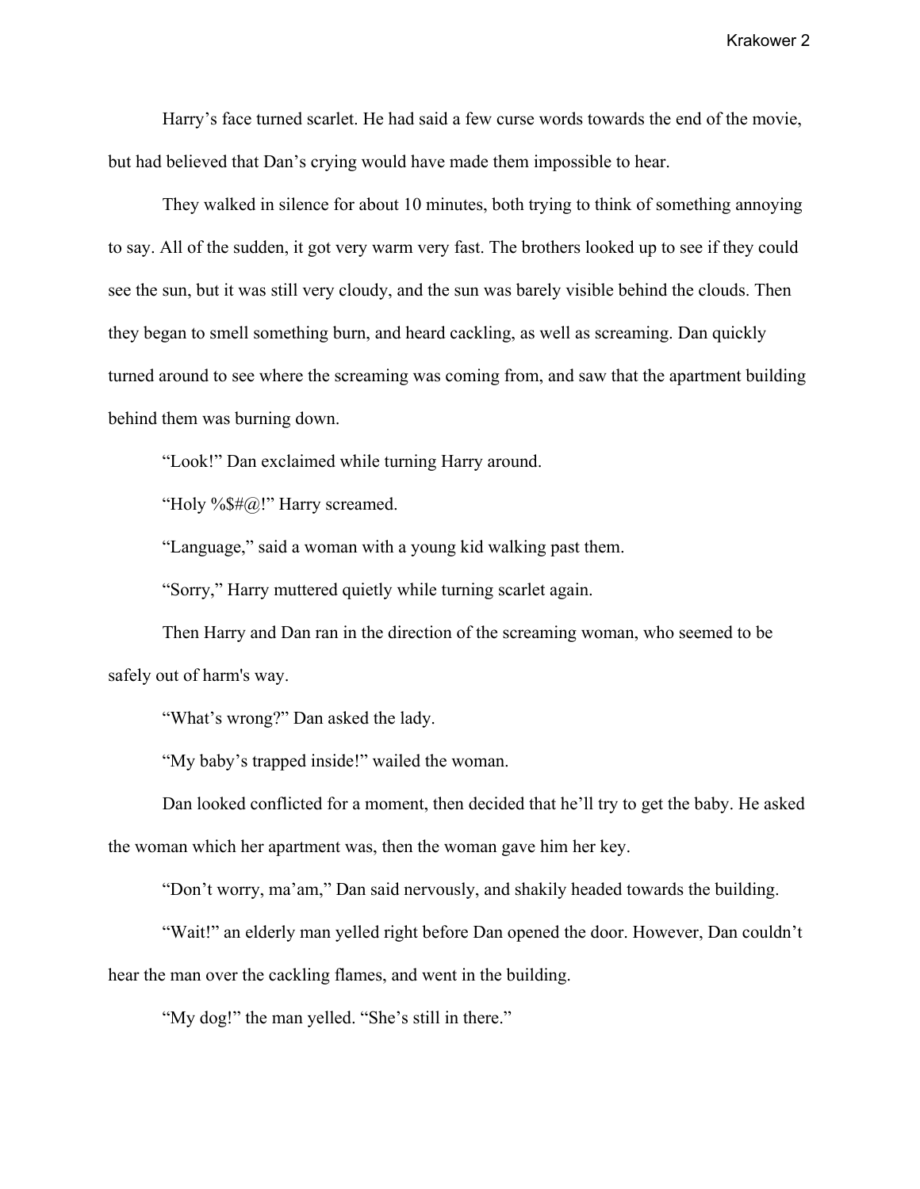Harry's face turned scarlet. He had said a few curse words towards the end of the movie, but had believed that Dan's crying would have made them impossible to hear.

They walked in silence for about 10 minutes, both trying to think of something annoying to say. All of the sudden, it got very warm very fast. The brothers looked up to see if they could see the sun, but it was still very cloudy, and the sun was barely visible behind the clouds. Then they began to smell something burn, and heard cackling, as well as screaming. Dan quickly turned around to see where the screaming was coming from, and saw that the apartment building behind them was burning down.

"Look!" Dan exclaimed while turning Harry around.

"Holy %$#@!" Harry screamed.

"Language," said a woman with a young kid walking past them.

"Sorry," Harry muttered quietly while turning scarlet again.

Then Harry and Dan ran in the direction of the screaming woman, who seemed to be safely out of harm's way.

"What's wrong?" Dan asked the lady.

"My baby's trapped inside!" wailed the woman.

Dan looked conflicted for a moment, then decided that he'll try to get the baby. He asked the woman which her apartment was, then the woman gave him her key.

"Don't worry, ma'am," Dan said nervously, and shakily headed towards the building.

"Wait!" an elderly man yelled right before Dan opened the door. However, Dan couldn't hear the man over the cackling flames, and went in the building.

"My dog!" the man yelled. "She's still in there."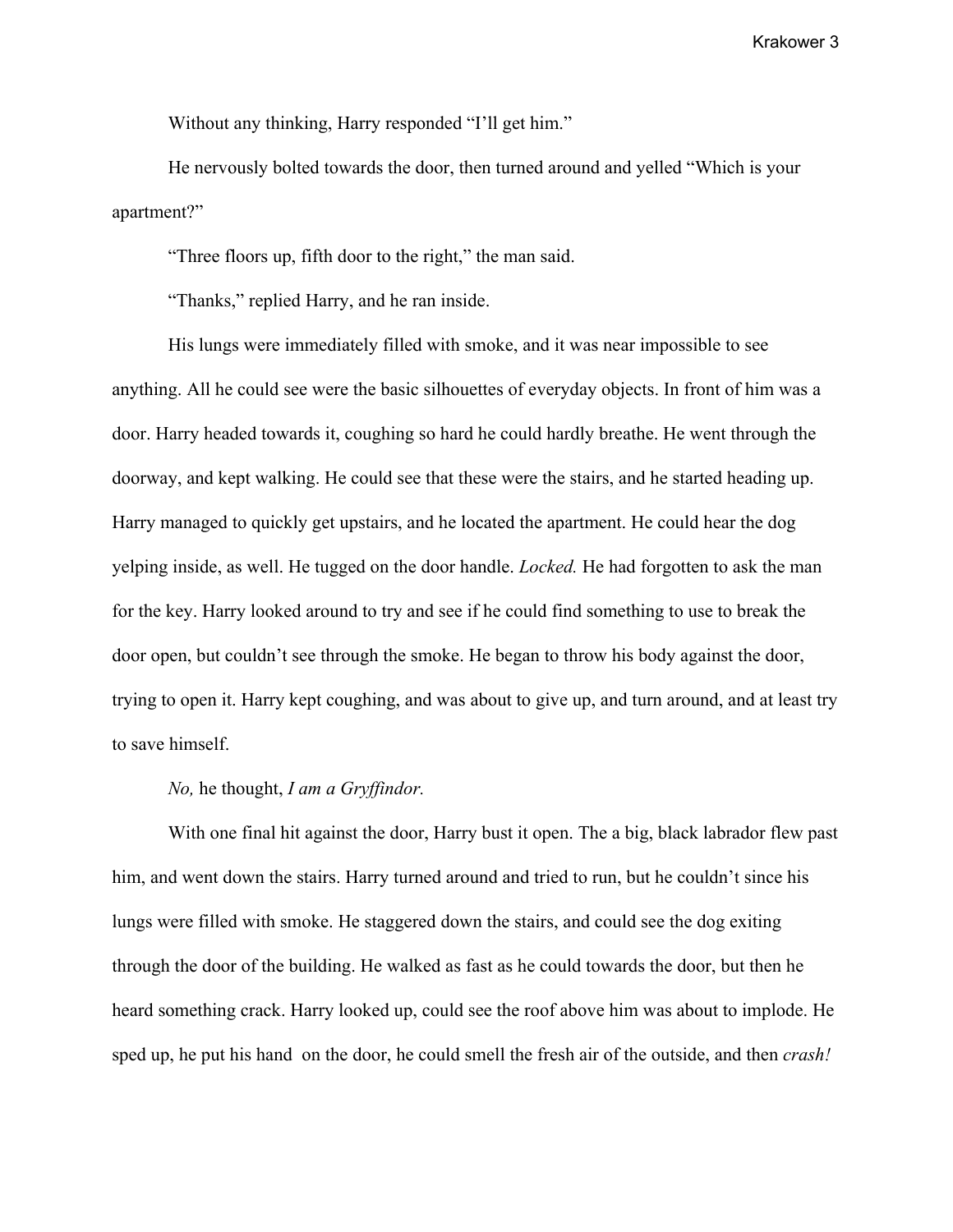Without any thinking, Harry responded “I’ll get him.”

He nervously bolted towards the door, then turned around and yelled “Which is your apartment?”

“Three floors up, fifth door to the right,” the man said.

“Thanks,” replied Harry, and he ran inside.

His lungs were immediately filled with smoke, and it was near impossible to see anything. All he could see were the basic silhouettes of everyday objects. In front of him was a door. Harry headed towards it, coughing so hard he could hardly breathe. He went through the doorway, and kept walking. He could see that these were the stairs, and he started heading up. Harry managed to quickly get upstairs, and he located the apartment. He could hear the dog yelping inside, as well. He tugged on the door handle. *Locked.* He had forgotten to ask the man for the key. Harry looked around to try and see if he could find something to use to break the door open, but couldn’t see through the smoke. He began to throw his body against the door, trying to open it. Harry kept coughing, and was about to give up, and turn around, and at least try to save himself.

*No,* he thought, *I am a Gryffindor.*

With one final hit against the door, Harry bust it open. The a big, black labrador flew past him, and went down the stairs. Harry turned around and tried to run, but he couldn’t since his lungs were filled with smoke. He staggered down the stairs, and could see the dog exiting through the door of the building. He walked as fast as he could towards the door, but then he heard something crack. Harry looked up, could see the roof above him was about to implode. He sped up, he put his hand on the door, he could smell the fresh air of the outside, and then *crash!*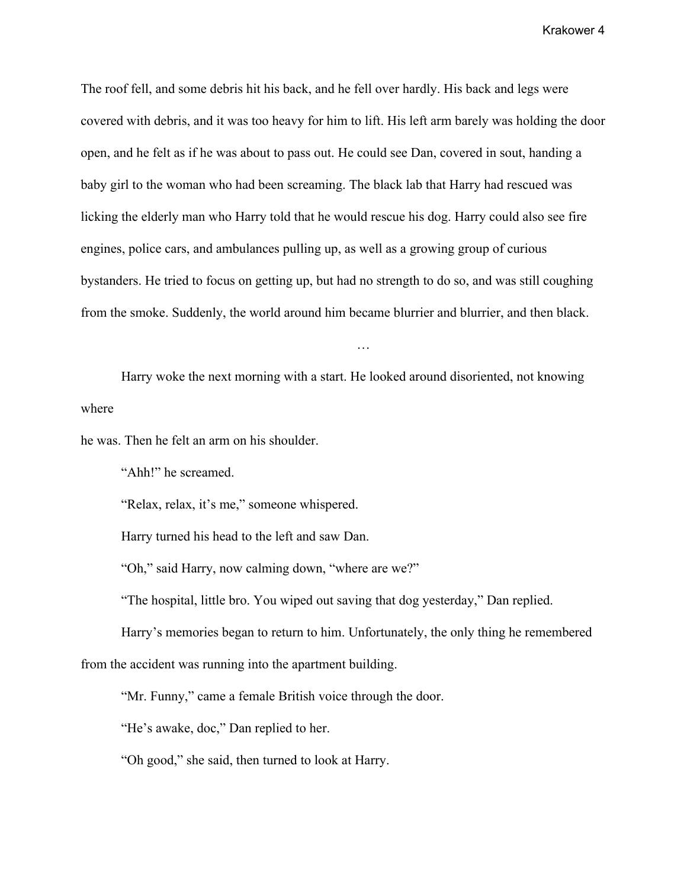The roof fell, and some debris hit his back, and he fell over hardly. His back and legs were covered with debris, and it was too heavy for him to lift. His left arm barely was holding the door open, and he felt as if he was about to pass out. He could see Dan, covered in sout, handing a baby girl to the woman who had been screaming. The black lab that Harry had rescued was licking the elderly man who Harry told that he would rescue his dog. Harry could also see fire engines, police cars, and ambulances pulling up, as well as a growing group of curious bystanders. He tried to focus on getting up, but had no strength to do so, and was still coughing from the smoke. Suddenly, the world around him became blurrier and blurrier, and then black.

…

Harry woke the next morning with a start. He looked around disoriented, not knowing where he was. Then he felt an arm on his shoulder.

"Ahh!" he screamed.

"Relax, relax, it's me," someone whispered.

Harry turned his head to the left and saw Dan.

"Oh," said Harry, now calming down, "where are we?"

"The hospital, little bro. You wiped out saving that dog yesterday," Dan replied.

Harry's memories began to return to him. Unfortunately, the only thing he remembered from the accident was running into the apartment building.

"Mr. Funny," came a female British voice through the door.

"He's awake, doc," Dan replied to her.

"Oh good," she said, then turned to look at Harry.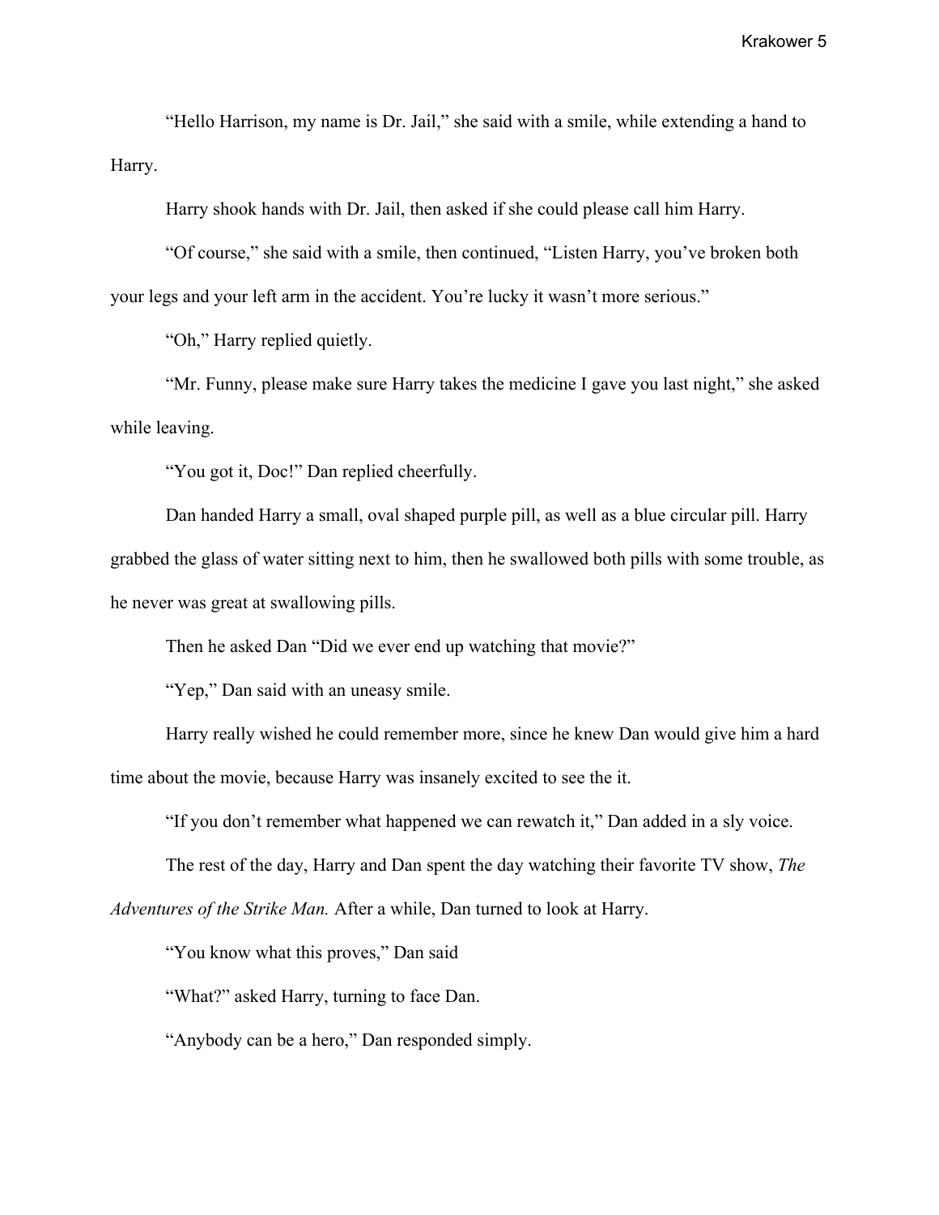"Hello Harrison, my name is Dr. Jail," she said with a smile, while extending a hand to Harry.

Harry shook hands with Dr. Jail, then asked if she could please call him Harry.

"Of course," she said with a smile, then continued, "Listen Harry, you've broken both your legs and your left arm in the accident. You're lucky it wasn't more serious."

"Oh," Harry replied quietly.

"Mr. Funny, please make sure Harry takes the medicine I gave you last night," she asked while leaving.

"You got it, Doc!" Dan replied cheerfully.

Dan handed Harry a small, oval shaped purple pill, as well as a blue circular pill. Harry grabbed the glass of water sitting next to him, then he swallowed both pills with some trouble, as he never was great at swallowing pills.

Then he asked Dan "Did we ever end up watching that movie?"

"Yep," Dan said with an uneasy smile.

Harry really wished he could remember more, since he knew Dan would give him a hard time about the movie, because Harry was insanely excited to see the it.

"If you don't remember what happened we can rewatch it," Dan added in a sly voice.

The rest of the day, Harry and Dan spent the day watching their favorite TV show, *The Adventures of the Strike Man.* After a while, Dan turned to look at Harry.

"You know what this proves," Dan said

"What?" asked Harry, turning to face Dan.

"Anybody can be a hero," Dan responded simply.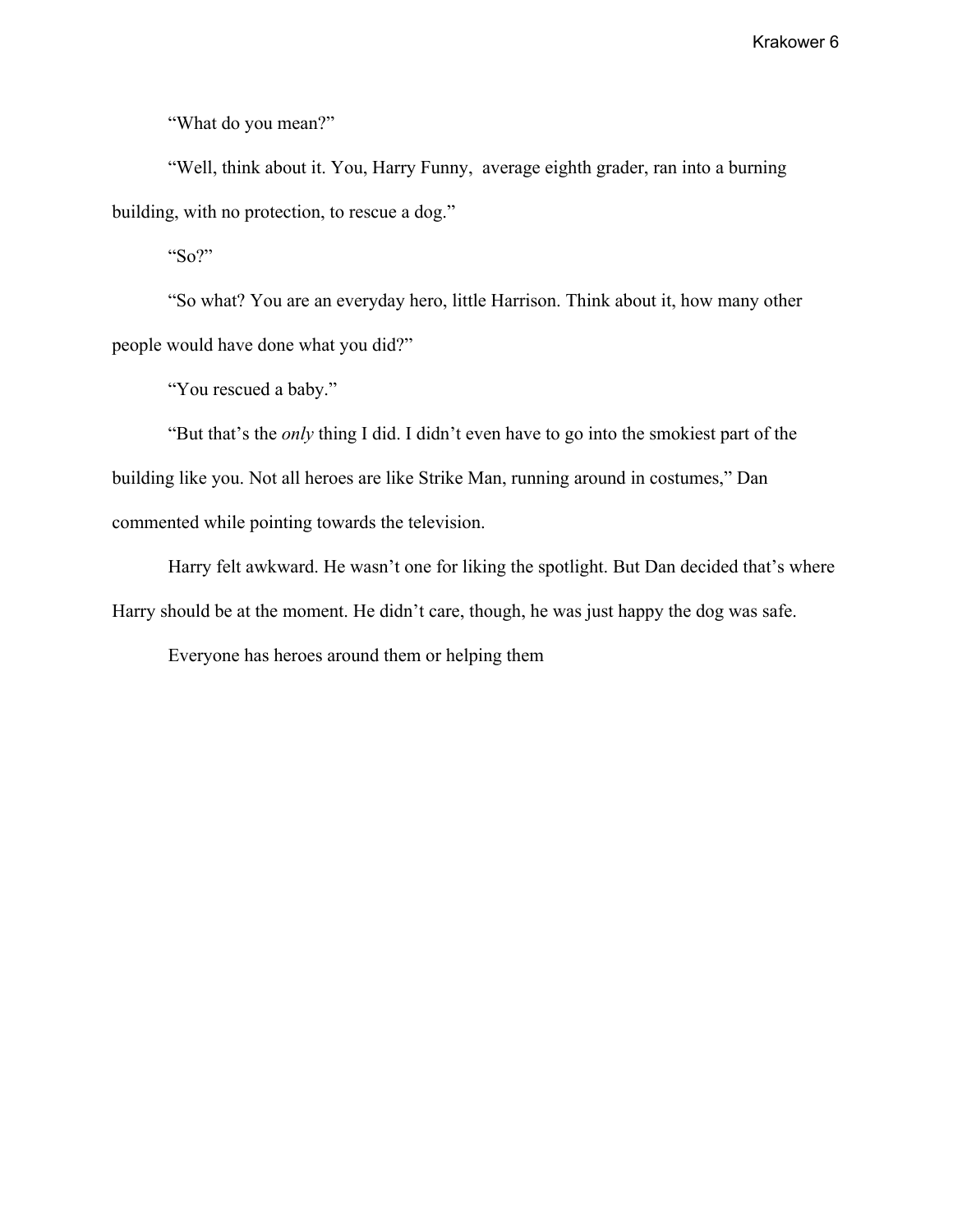"What do you mean?"

"Well, think about it. You, Harry Funny,  average eighth grader, ran into a burning building, with no protection, to rescue a dog."

"So?"

"So what? You are an everyday hero, little Harrison. Think about it, how many other people would have done what you did?"

"You rescued a baby."

"But that's the *only* thing I did. I didn't even have to go into the smokiest part of the building like you. Not all heroes are like Strike Man, running around in costumes," Dan commented while pointing towards the television.

Harry felt awkward. He wasn't one for liking the spotlight. But Dan decided that's where Harry should be at the moment. He didn't care, though, he was just happy the dog was safe.

Everyone has heroes around them or helping them